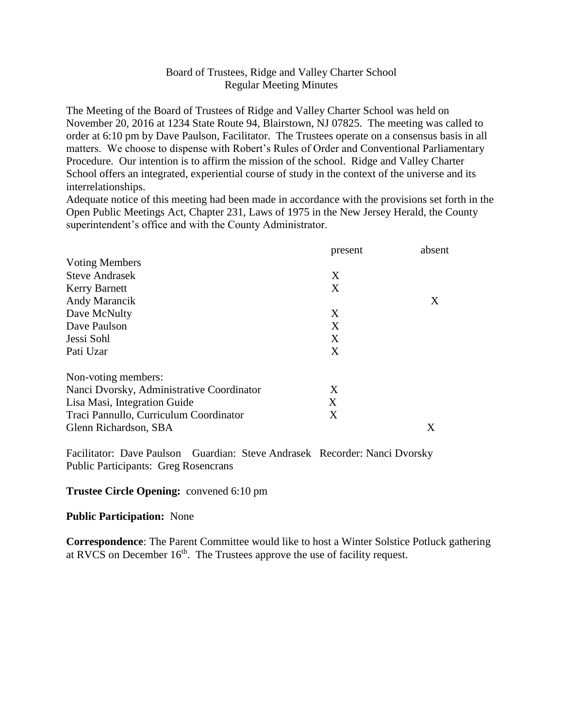Board of Trustees, Ridge and Valley Charter School
Regular Meeting Minutes

The Meeting of the Board of Trustees of Ridge and Valley Charter School was held on November 20, 2016 at 1234 State Route 94, Blairstown, NJ 07825. The meeting was called to order at 6:10 pm by Dave Paulson, Facilitator. The Trustees operate on a consensus basis in all matters. We choose to dispense with Robert's Rules of Order and Conventional Parliamentary Procedure. Our intention is to affirm the mission of the school. Ridge and Valley Charter School offers an integrated, experiential course of study in the context of the universe and its interrelationships.
Adequate notice of this meeting had been made in accordance with the provisions set forth in the Open Public Meetings Act, Chapter 231, Laws of 1975 in the New Jersey Herald, the County superintendent's office and with the County Administrator.

| | present | absent |
|---|---|---|
| Voting Members | | |
| Steve Andrasek | X | |
| Kerry Barnett | X | |
| Andy Marancik | | X |
| Dave McNulty | X | |
| Dave Paulson | X | |
| Jessi Sohl | X | |
| Pati Uzar | X | |
| Non-voting members: | | |
| Nanci Dvorsky, Administrative Coordinator | X | |
| Lisa Masi, Integration Guide | X | |
| Traci Pannullo, Curriculum Coordinator | X | |
| Glenn Richardson, SBA | | X |

Facilitator: Dave Paulson Guardian: Steve Andrasek Recorder: Nanci Dvorsky
Public Participants: Greg Rosencrans

**Trustee Circle Opening:** convened 6:10 pm

**Public Participation:** None

**Correspondence**: The Parent Committee would like to host a Winter Solstice Potluck gathering at RVCS on December 16th. The Trustees approve the use of facility request.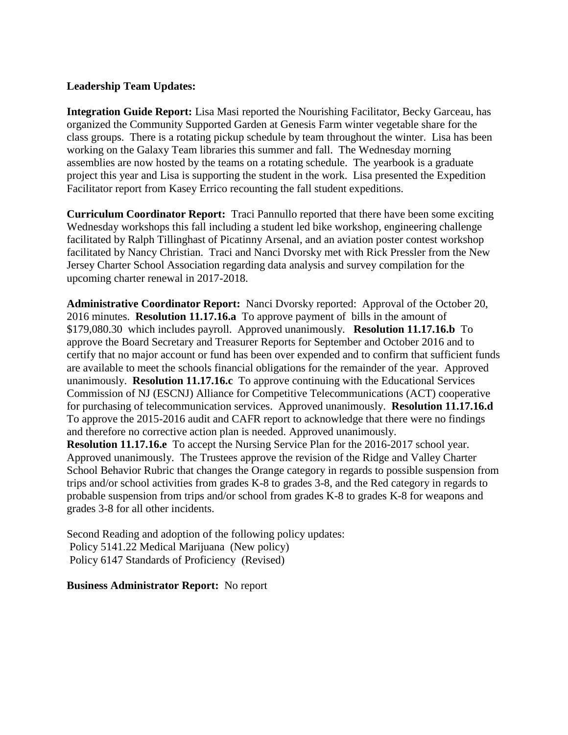**Leadership Team Updates:**

**Integration Guide Report:** Lisa Masi reported the Nourishing Facilitator, Becky Garceau, has organized the Community Supported Garden at Genesis Farm winter vegetable share for the class groups. There is a rotating pickup schedule by team throughout the winter. Lisa has been working on the Galaxy Team libraries this summer and fall. The Wednesday morning assemblies are now hosted by the teams on a rotating schedule. The yearbook is a graduate project this year and Lisa is supporting the student in the work. Lisa presented the Expedition Facilitator report from Kasey Errico recounting the fall student expeditions.

**Curriculum Coordinator Report:** Traci Pannullo reported that there have been some exciting Wednesday workshops this fall including a student led bike workshop, engineering challenge facilitated by Ralph Tillinghast of Picatinny Arsenal, and an aviation poster contest workshop facilitated by Nancy Christian. Traci and Nanci Dvorsky met with Rick Pressler from the New Jersey Charter School Association regarding data analysis and survey compilation for the upcoming charter renewal in 2017-2018.

**Administrative Coordinator Report:** Nanci Dvorsky reported: Approval of the October 20, 2016 minutes. **Resolution 11.17.16.a** To approve payment of bills in the amount of $179,080.30 which includes payroll. Approved unanimously. **Resolution 11.17.16.b** To approve the Board Secretary and Treasurer Reports for September and October 2016 and to certify that no major account or fund has been over expended and to confirm that sufficient funds are available to meet the schools financial obligations for the remainder of the year. Approved unanimously. **Resolution 11.17.16.c** To approve continuing with the Educational Services Commission of NJ (ESCNJ) Alliance for Competitive Telecommunications (ACT) cooperative for purchasing of telecommunication services. Approved unanimously. **Resolution 11.17.16.d** To approve the 2015-2016 audit and CAFR report to acknowledge that there were no findings and therefore no corrective action plan is needed. Approved unanimously.
**Resolution 11.17.16.e** To accept the Nursing Service Plan for the 2016-2017 school year. Approved unanimously. The Trustees approve the revision of the Ridge and Valley Charter School Behavior Rubric that changes the Orange category in regards to possible suspension from trips and/or school activities from grades K-8 to grades 3-8, and the Red category in regards to probable suspension from trips and/or school from grades K-8 to grades K-8 for weapons and grades 3-8 for all other incidents.

Second Reading and adoption of the following policy updates:
Policy 5141.22 Medical Marijuana (New policy)
Policy 6147 Standards of Proficiency (Revised)

**Business Administrator Report:** No report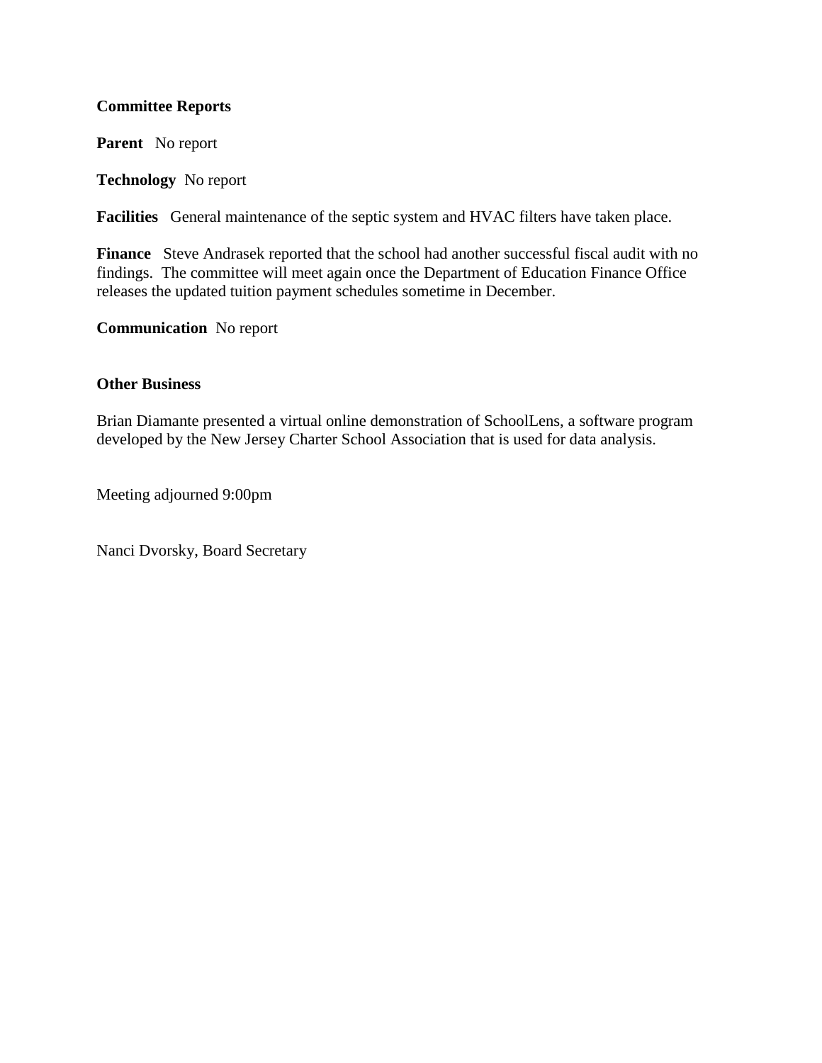**Committee Reports**

**Parent** No report

**Technology** No report

**Facilities** General maintenance of the septic system and HVAC filters have taken place.

**Finance** Steve Andrasek reported that the school had another successful fiscal audit with no findings. The committee will meet again once the Department of Education Finance Office releases the updated tuition payment schedules sometime in December.

**Communication** No report

**Other Business**

Brian Diamante presented a virtual online demonstration of SchoolLens, a software program developed by the New Jersey Charter School Association that is used for data analysis.

Meeting adjourned 9:00pm

Nanci Dvorsky, Board Secretary